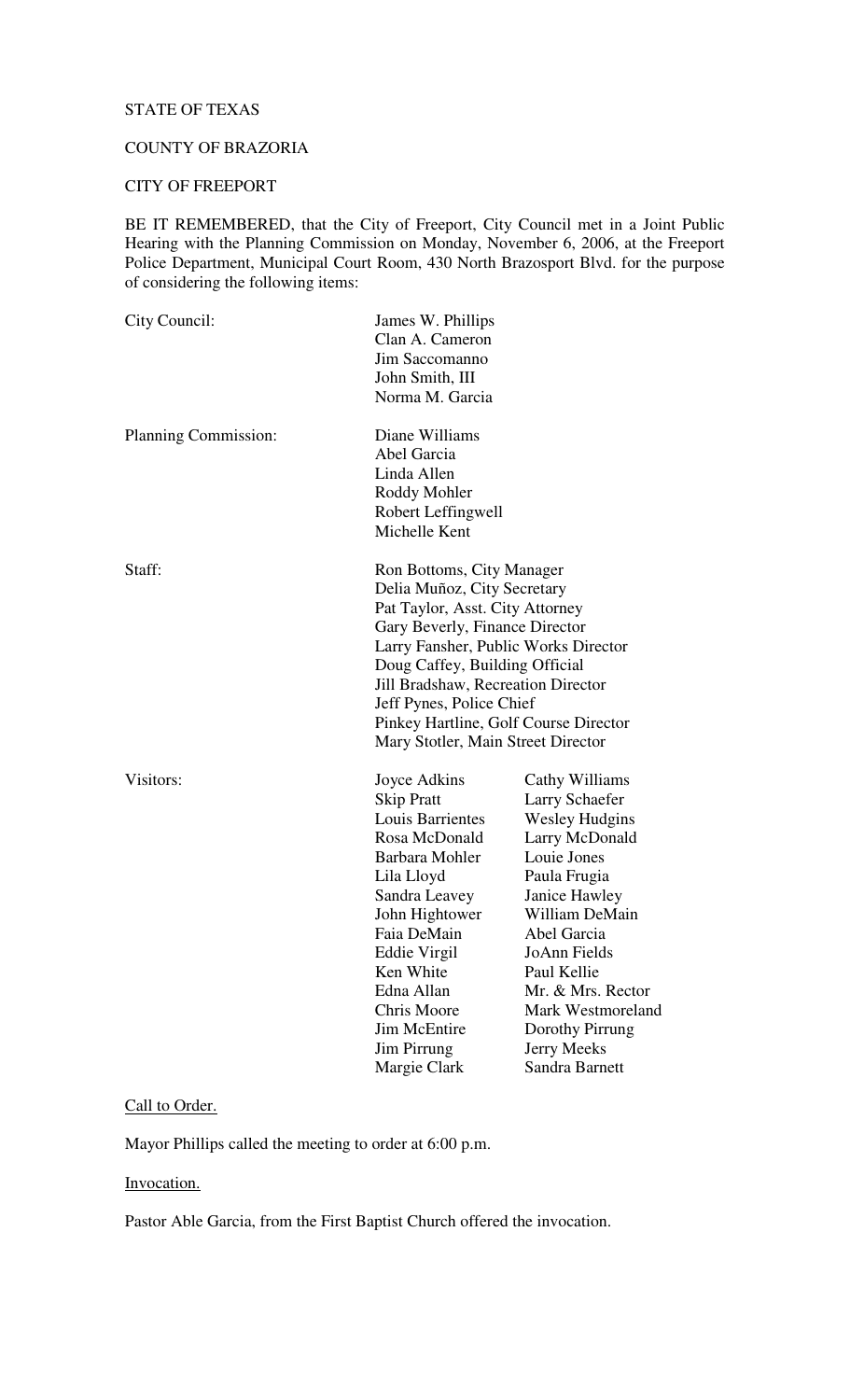STATE OF TEXAS

COUNTY OF BRAZORIA

CITY OF FREEPORT

BE IT REMEMBERED, that the City of Freeport, City Council met in a Joint Public Hearing with the Planning Commission on Monday, November 6, 2006, at the Freeport Police Department, Municipal Court Room, 430 North Brazosport Blvd. for the purpose of considering the following items:

City Council: James W. Phillips
Clan A. Cameron
Jim Saccomanno
John Smith, III
Norma M. Garcia

Planning Commission: Diane Williams
Abel Garcia
Linda Allen
Roddy Mohler
Robert Leffingwell
Michelle Kent

Staff: Ron Bottoms, City Manager
Delia Muñoz, City Secretary
Pat Taylor, Asst. City Attorney
Gary Beverly, Finance Director
Larry Fansher, Public Works Director
Doug Caffey, Building Official
Jill Bradshaw, Recreation Director
Jeff Pynes, Police Chief
Pinkey Hartline, Golf Course Director
Mary Stotler, Main Street Director

Visitors:

| | |
|---|---|
| Joyce Adkins | Cathy Williams |
| Skip Pratt | Larry Schaefer |
| Louis Barrientes | Wesley Hudgins |
| Rosa McDonald | Larry McDonald |
| Barbara Mohler | Louie Jones |
| Lila Lloyd | Paula Frugia |
| Sandra Leavey | Janice Hawley |
| John Hightower | William DeMain |
| Faia DeMain | Abel Garcia |
| Eddie Virgil | JoAnn Fields |
| Ken White | Paul Kellie |
| Edna Allan | Mr. & Mrs. Rector |
| Chris Moore | Mark Westmoreland |
| Jim McEntire | Dorothy Pirrung |
| Jim Pirrung | Jerry Meeks |
| Margie Clark | Sandra Barnett |

Call to Order.

Mayor Phillips called the meeting to order at 6:00 p.m.

Invocation.

Pastor Able Garcia, from the First Baptist Church offered the invocation.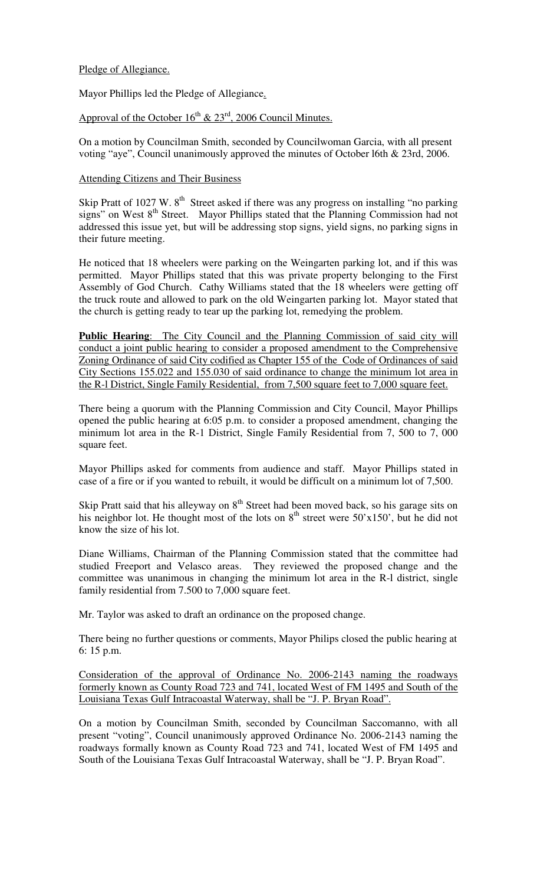Pledge of Allegiance.

Mayor Phillips led the Pledge of Allegiance.

Approval of the October 16th & 23rd, 2006 Council Minutes.

On a motion by Councilman Smith, seconded by Councilwoman Garcia, with all present voting "aye", Council unanimously approved the minutes of October l6th & 23rd, 2006.

Attending Citizens and Their Business

Skip Pratt of 1027 W. 8th Street asked if there was any progress on installing "no parking signs" on West 8th Street. Mayor Phillips stated that the Planning Commission had not addressed this issue yet, but will be addressing stop signs, yield signs, no parking signs in their future meeting.

He noticed that 18 wheelers were parking on the Weingarten parking lot, and if this was permitted. Mayor Phillips stated that this was private property belonging to the First Assembly of God Church. Cathy Williams stated that the 18 wheelers were getting off the truck route and allowed to park on the old Weingarten parking lot. Mayor stated that the church is getting ready to tear up the parking lot, remedying the problem.

**Public Hearing**: The City Council and the Planning Commission of said city will conduct a joint public hearing to consider a proposed amendment to the Comprehensive Zoning Ordinance of said City codified as Chapter 155 of the Code of Ordinances of said City Sections 155.022 and 155.030 of said ordinance to change the minimum lot area in the R-l District, Single Family Residential, from 7,500 square feet to 7,000 square feet.

There being a quorum with the Planning Commission and City Council, Mayor Phillips opened the public hearing at 6:05 p.m. to consider a proposed amendment, changing the minimum lot area in the R-1 District, Single Family Residential from 7, 500 to 7, 000 square feet.

Mayor Phillips asked for comments from audience and staff. Mayor Phillips stated in case of a fire or if you wanted to rebuilt, it would be difficult on a minimum lot of 7,500.

Skip Pratt said that his alleyway on 8th Street had been moved back, so his garage sits on his neighbor lot. He thought most of the lots on 8th street were 50'x150', but he did not know the size of his lot.

Diane Williams, Chairman of the Planning Commission stated that the committee had studied Freeport and Velasco areas. They reviewed the proposed change and the committee was unanimous in changing the minimum lot area in the R-l district, single family residential from 7.500 to 7,000 square feet.

Mr. Taylor was asked to draft an ordinance on the proposed change.

There being no further questions or comments, Mayor Philips closed the public hearing at 6: 15 p.m.

Consideration of the approval of Ordinance No. 2006-2143 naming the roadways formerly known as County Road 723 and 741, located West of FM 1495 and South of the Louisiana Texas Gulf Intracoastal Waterway, shall be "J. P. Bryan Road".

On a motion by Councilman Smith, seconded by Councilman Saccomanno, with all present "voting", Council unanimously approved Ordinance No. 2006-2143 naming the roadways formally known as County Road 723 and 741, located West of FM 1495 and South of the Louisiana Texas Gulf Intracoastal Waterway, shall be "J. P. Bryan Road".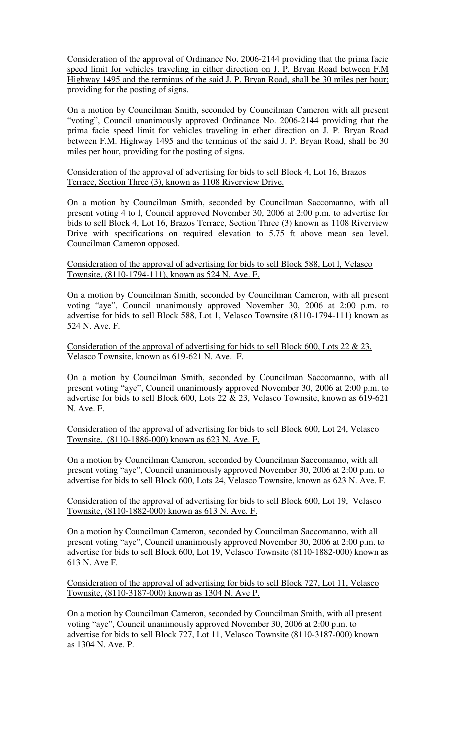<u>Consideration of the approval of Ordinance No. 2006-2144 providing that the prima facie speed limit for vehicles traveling in either direction on J. P. Bryan Road between F.M Highway 1495 and the terminus of the said J. P. Bryan Road, shall be 30 miles per hour; providing for the posting of signs.</u>

On a motion by Councilman Smith, seconded by Councilman Cameron with all present "voting", Council unanimously approved Ordinance No. 2006-2144 providing that the prima facie speed limit for vehicles traveling in ether direction on J. P. Bryan Road between F.M. Highway 1495 and the terminus of the said J. P. Bryan Road, shall be 30 miles per hour, providing for the posting of signs.

<u>Consideration of the approval of advertising for bids to sell Block 4, Lot 16, Brazos Terrace, Section Three (3), known as 1108 Riverview Drive.</u>

On a motion by Councilman Smith, seconded by Councilman Saccomanno, with all present voting 4 to l, Council approved November 30, 2006 at 2:00 p.m. to advertise for bids to sell Block 4, Lot 16, Brazos Terrace, Section Three (3) known as 1108 Riverview Drive with specifications on required elevation to 5.75 ft above mean sea level. Councilman Cameron opposed.

<u>Consideration of the approval of advertising for bids to sell Block 588, Lot l, Velasco Townsite, (8110-1794-111), known as 524 N. Ave. F.</u>

On a motion by Councilman Smith, seconded by Councilman Cameron, with all present voting "aye", Council unanimously approved November 30, 2006 at 2:00 p.m. to advertise for bids to sell Block 588, Lot 1, Velasco Townsite (8110-1794-111) known as 524 N. Ave. F.

<u>Consideration of the approval of advertising for bids to sell Block 600, Lots 22 & 23, Velasco Townsite, known as 619-621 N. Ave. F.</u>

On a motion by Councilman Smith, seconded by Councilman Saccomanno, with all present voting "aye", Council unanimously approved November 30, 2006 at 2:00 p.m. to advertise for bids to sell Block 600, Lots 22 & 23, Velasco Townsite, known as 619-621 N. Ave. F.

<u>Consideration of the approval of advertising for bids to sell Block 600, Lot 24, Velasco Townsite, (8110-1886-000) known as 623 N. Ave. F.</u>

On a motion by Councilman Cameron, seconded by Councilman Saccomanno, with all present voting "aye", Council unanimously approved November 30, 2006 at 2:00 p.m. to advertise for bids to sell Block 600, Lots 24, Velasco Townsite, known as 623 N. Ave. F.

<u>Consideration of the approval of advertising for bids to sell Block 600, Lot 19, Velasco Townsite, (8110-1882-000) known as 613 N. Ave. F.</u>

On a motion by Councilman Cameron, seconded by Councilman Saccomanno, with all present voting "aye", Council unanimously approved November 30, 2006 at 2:00 p.m. to advertise for bids to sell Block 600, Lot 19, Velasco Townsite (8110-1882-000) known as 613 N. Ave F.

<u>Consideration of the approval of advertising for bids to sell Block 727, Lot 11, Velasco Townsite, (8110-3187-000) known as 1304 N. Ave P.</u>

On a motion by Councilman Cameron, seconded by Councilman Smith, with all present voting "aye", Council unanimously approved November 30, 2006 at 2:00 p.m. to advertise for bids to sell Block 727, Lot 11, Velasco Townsite (8110-3187-000) known as 1304 N. Ave. P.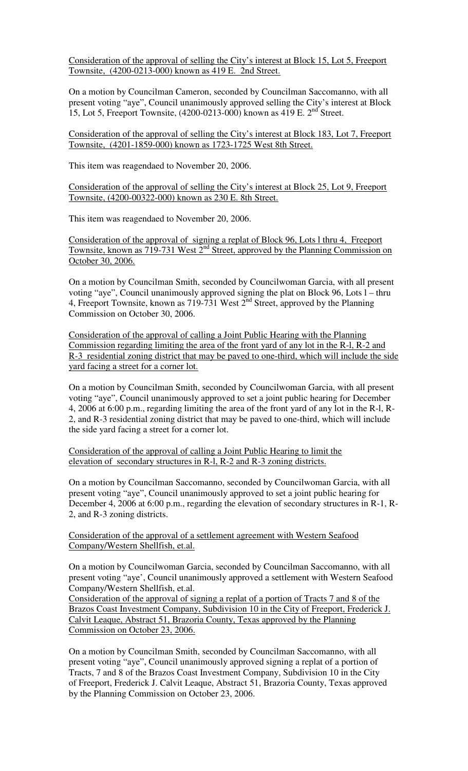Consideration of the approval of selling the City's interest at Block 15, Lot 5, Freeport Townsite, (4200-0213-000) known as 419 E. 2nd Street.

On a motion by Councilman Cameron, seconded by Councilman Saccomanno, with all present voting "aye", Council unanimously approved selling the City's interest at Block 15, Lot 5, Freeport Townsite, (4200-0213-000) known as 419 E. 2nd Street.

Consideration of the approval of selling the City's interest at Block 183, Lot 7, Freeport Townsite, (4201-1859-000) known as 1723-1725 West 8th Street.

This item was reagendaed to November 20, 2006.

Consideration of the approval of selling the City's interest at Block 25, Lot 9, Freeport Townsite, (4200-00322-000) known as 230 E. 8th Street.

This item was reagendaed to November 20, 2006.

Consideration of the approval of signing a replat of Block 96, Lots l thru 4, Freeport Townsite, known as 719-731 West 2nd Street, approved by the Planning Commission on October 30, 2006.

On a motion by Councilman Smith, seconded by Councilwoman Garcia, with all present voting "aye", Council unanimously approved signing the plat on Block 96, Lots l – thru 4, Freeport Townsite, known as 719-731 West 2nd Street, approved by the Planning Commission on October 30, 2006.

Consideration of the approval of calling a Joint Public Hearing with the Planning Commission regarding limiting the area of the front yard of any lot in the R-l, R-2 and R-3 residential zoning district that may be paved to one-third, which will include the side yard facing a street for a corner lot.

On a motion by Councilman Smith, seconded by Councilwoman Garcia, with all present voting "aye", Council unanimously approved to set a joint public hearing for December 4, 2006 at 6:00 p.m., regarding limiting the area of the front yard of any lot in the R-l, R-2, and R-3 residential zoning district that may be paved to one-third, which will include the side yard facing a street for a corner lot.

Consideration of the approval of calling a Joint Public Hearing to limit the elevation of secondary structures in R-l, R-2 and R-3 zoning districts.

On a motion by Councilman Saccomanno, seconded by Councilwoman Garcia, with all present voting "aye", Council unanimously approved to set a joint public hearing for December 4, 2006 at 6:00 p.m., regarding the elevation of secondary structures in R-1, R-2, and R-3 zoning districts.

Consideration of the approval of a settlement agreement with Western Seafood Company/Western Shellfish, et.al.

On a motion by Councilwoman Garcia, seconded by Councilman Saccomanno, with all present voting "aye', Council unanimously approved a settlement with Western Seafood Company/Western Shellfish, et.al.

Consideration of the approval of signing a replat of a portion of Tracts 7 and 8 of the Brazos Coast Investment Company, Subdivision 10 in the City of Freeport, Frederick J. Calvit Leaque, Abstract 51, Brazoria County, Texas approved by the Planning Commission on October 23, 2006.

On a motion by Councilman Smith, seconded by Councilman Saccomanno, with all present voting "aye", Council unanimously approved signing a replat of a portion of Tracts, 7 and 8 of the Brazos Coast Investment Company, Subdivision 10 in the City of Freeport, Frederick J. Calvit Leaque, Abstract 51, Brazoria County, Texas approved by the Planning Commission on October 23, 2006.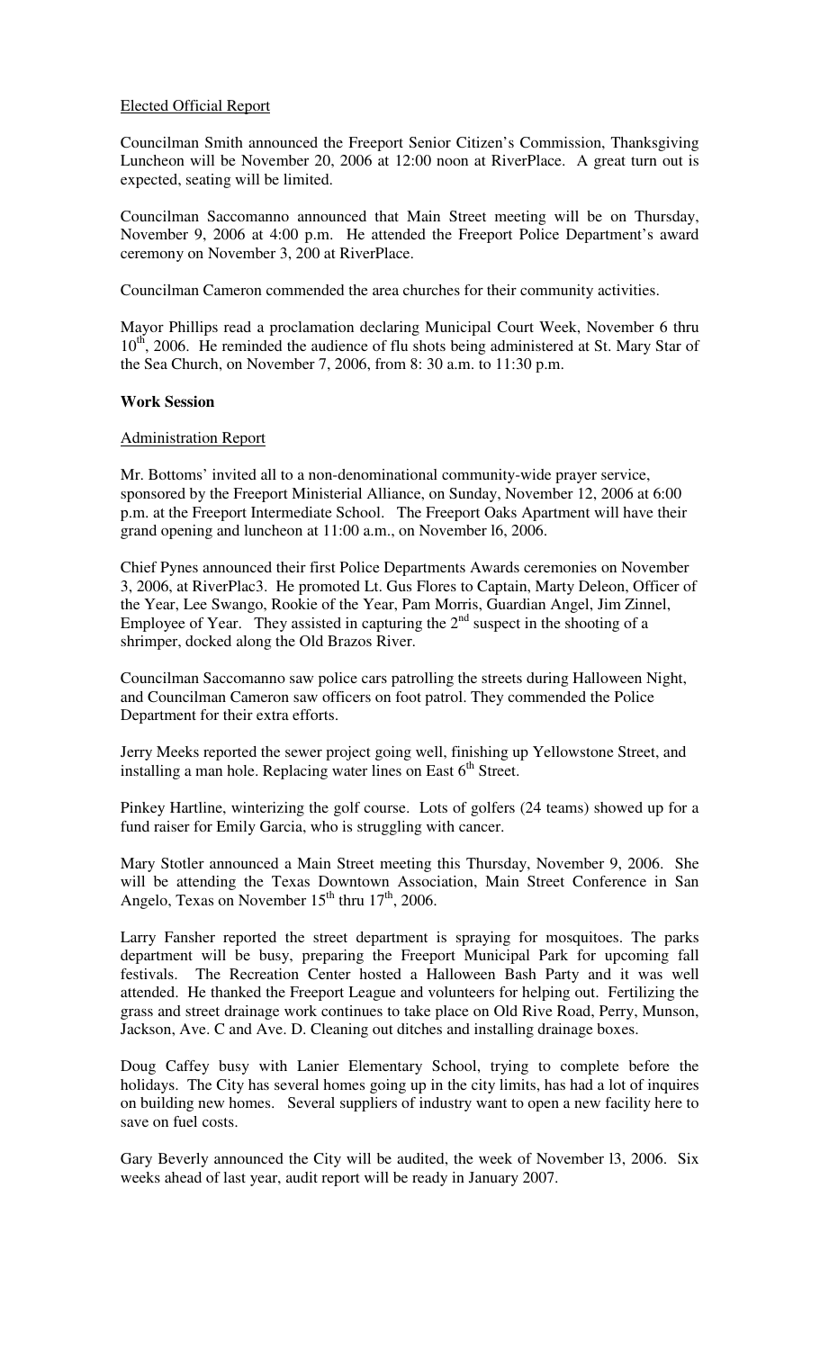Elected Official Report

Councilman Smith announced the Freeport Senior Citizen's Commission, Thanksgiving Luncheon will be November 20, 2006 at 12:00 noon at RiverPlace. A great turn out is expected, seating will be limited.

Councilman Saccomanno announced that Main Street meeting will be on Thursday, November 9, 2006 at 4:00 p.m. He attended the Freeport Police Department's award ceremony on November 3, 200 at RiverPlace.

Councilman Cameron commended the area churches for their community activities.

Mayor Phillips read a proclamation declaring Municipal Court Week, November 6 thru 10th, 2006. He reminded the audience of flu shots being administered at St. Mary Star of the Sea Church, on November 7, 2006, from 8: 30 a.m. to 11:30 p.m.

**Work Session**

Administration Report

Mr. Bottoms' invited all to a non-denominational community-wide prayer service, sponsored by the Freeport Ministerial Alliance, on Sunday, November 12, 2006 at 6:00 p.m. at the Freeport Intermediate School. The Freeport Oaks Apartment will have their grand opening and luncheon at 11:00 a.m., on November l6, 2006.

Chief Pynes announced their first Police Departments Awards ceremonies on November 3, 2006, at RiverPlac3. He promoted Lt. Gus Flores to Captain, Marty Deleon, Officer of the Year, Lee Swango, Rookie of the Year, Pam Morris, Guardian Angel, Jim Zinnel, Employee of Year. They assisted in capturing the 2nd suspect in the shooting of a shrimper, docked along the Old Brazos River.

Councilman Saccomanno saw police cars patrolling the streets during Halloween Night, and Councilman Cameron saw officers on foot patrol. They commended the Police Department for their extra efforts.

Jerry Meeks reported the sewer project going well, finishing up Yellowstone Street, and installing a man hole. Replacing water lines on East 6th Street.

Pinkey Hartline, winterizing the golf course. Lots of golfers (24 teams) showed up for a fund raiser for Emily Garcia, who is struggling with cancer.

Mary Stotler announced a Main Street meeting this Thursday, November 9, 2006. She will be attending the Texas Downtown Association, Main Street Conference in San Angelo, Texas on November 15th thru 17th, 2006.

Larry Fansher reported the street department is spraying for mosquitoes. The parks department will be busy, preparing the Freeport Municipal Park for upcoming fall festivals. The Recreation Center hosted a Halloween Bash Party and it was well attended. He thanked the Freeport League and volunteers for helping out. Fertilizing the grass and street drainage work continues to take place on Old Rive Road, Perry, Munson, Jackson, Ave. C and Ave. D. Cleaning out ditches and installing drainage boxes.

Doug Caffey busy with Lanier Elementary School, trying to complete before the holidays. The City has several homes going up in the city limits, has had a lot of inquires on building new homes. Several suppliers of industry want to open a new facility here to save on fuel costs.

Gary Beverly announced the City will be audited, the week of November l3, 2006. Six weeks ahead of last year, audit report will be ready in January 2007.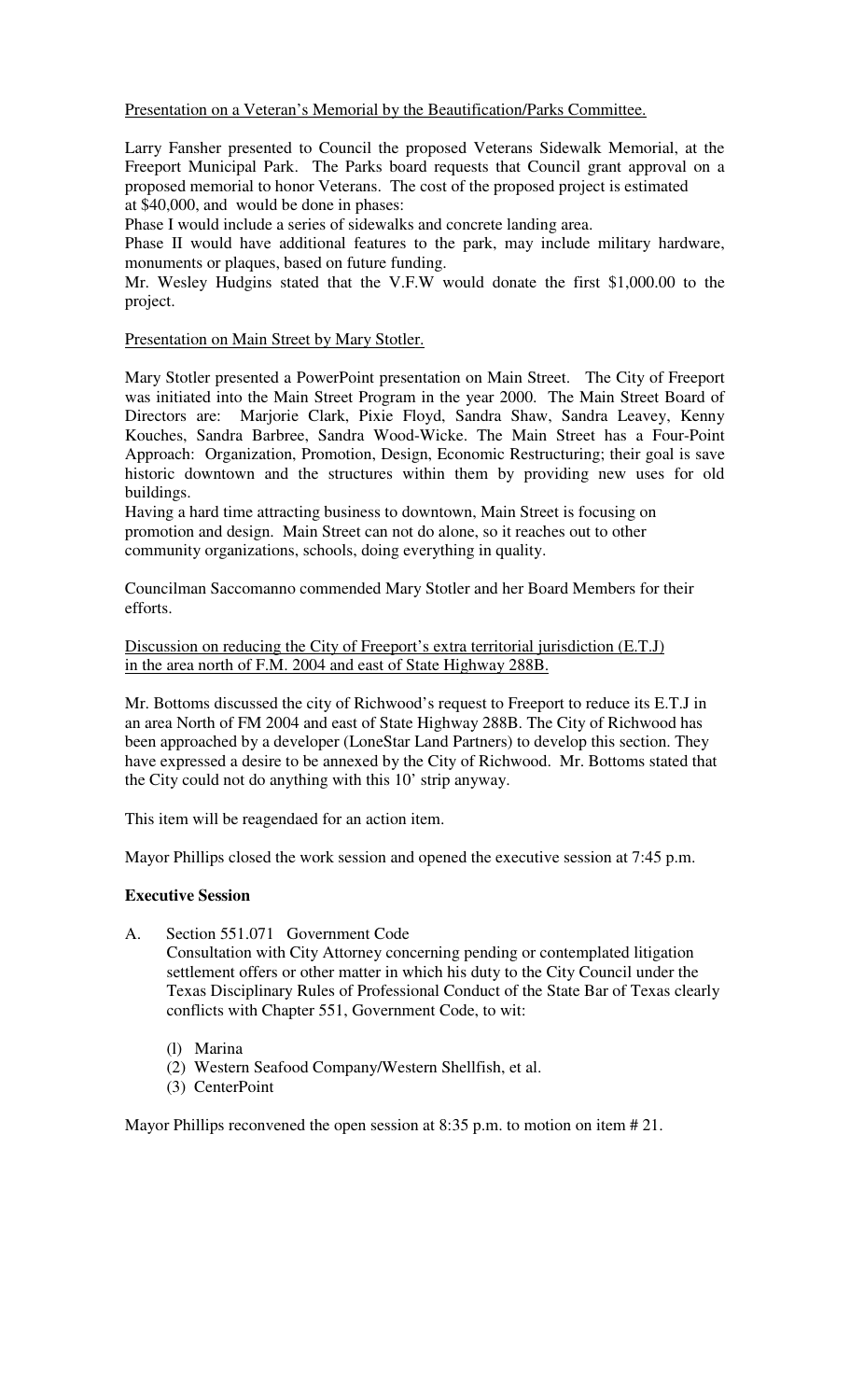Presentation on a Veteran's Memorial by the Beautification/Parks Committee.

Larry Fansher presented to Council the proposed Veterans Sidewalk Memorial, at the Freeport Municipal Park. The Parks board requests that Council grant approval on a proposed memorial to honor Veterans. The cost of the proposed project is estimated at $40,000, and would be done in phases:

Phase I would include a series of sidewalks and concrete landing area.

Phase II would have additional features to the park, may include military hardware, monuments or plaques, based on future funding.

Mr. Wesley Hudgins stated that the V.F.W would donate the first $1,000.00 to the project.

Presentation on Main Street by Mary Stotler.

Mary Stotler presented a PowerPoint presentation on Main Street. The City of Freeport was initiated into the Main Street Program in the year 2000. The Main Street Board of Directors are: Marjorie Clark, Pixie Floyd, Sandra Shaw, Sandra Leavey, Kenny Kouches, Sandra Barbree, Sandra Wood-Wicke. The Main Street has a Four-Point Approach: Organization, Promotion, Design, Economic Restructuring; their goal is save historic downtown and the structures within them by providing new uses for old buildings.

Having a hard time attracting business to downtown, Main Street is focusing on promotion and design. Main Street can not do alone, so it reaches out to other community organizations, schools, doing everything in quality.

Councilman Saccomanno commended Mary Stotler and her Board Members for their efforts.

Discussion on reducing the City of Freeport's extra territorial jurisdiction (E.T.J) in the area north of F.M. 2004 and east of State Highway 288B.

Mr. Bottoms discussed the city of Richwood's request to Freeport to reduce its E.T.J in an area North of FM 2004 and east of State Highway 288B. The City of Richwood has been approached by a developer (LoneStar Land Partners) to develop this section. They have expressed a desire to be annexed by the City of Richwood. Mr. Bottoms stated that the City could not do anything with this 10' strip anyway.

This item will be reagendaed for an action item.

Mayor Phillips closed the work session and opened the executive session at 7:45 p.m.

**Executive Session**

A. Section 551.071 Government Code
   Consultation with City Attorney concerning pending or contemplated litigation settlement offers or other matter in which his duty to the City Council under the Texas Disciplinary Rules of Professional Conduct of the State Bar of Texas clearly conflicts with Chapter 551, Government Code, to wit:

   (l) Marina
   (2) Western Seafood Company/Western Shellfish, et al.
   (3) CenterPoint

Mayor Phillips reconvened the open session at 8:35 p.m. to motion on item # 21.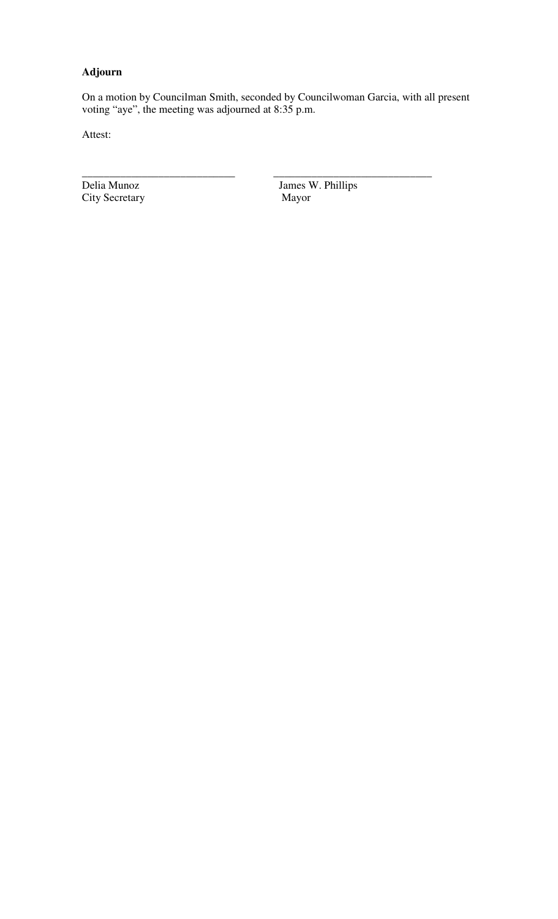**Adjourn**

On a motion by Councilman Smith, seconded by Councilwoman Garcia, with all present voting "aye", the meeting was adjourned at 8:35 p.m.

Attest:

| | |
|---|---|
| ___________________________ | _____________________________ |
| Delia Munoz | James W. Phillips |
| City Secretary | Mayor |